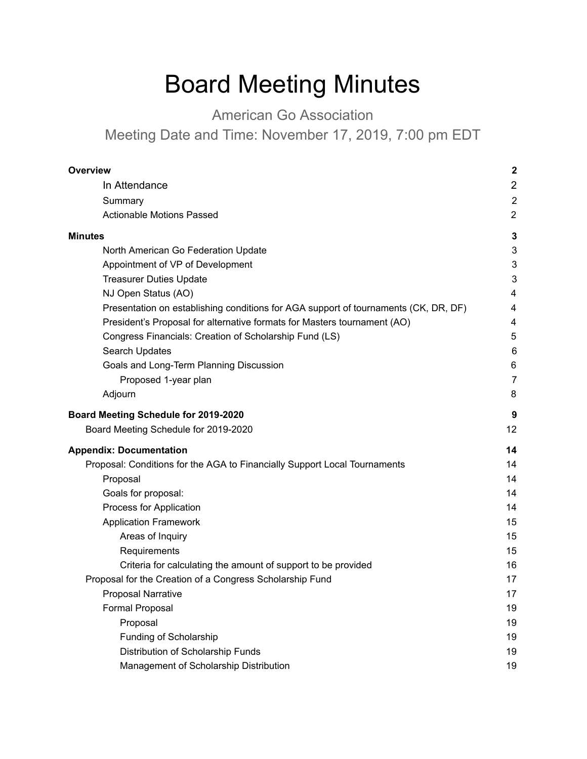# Board Meeting Minutes

American Go Association

Meeting Date and Time: November 17, 2019, 7:00 pm EDT

| | |
|---|---|
| **Overview** | **2** |
| In Attendance | 2 |
| Summary | 2 |
| Actionable Motions Passed | 2 |
| **Minutes** | **3** |
| North American Go Federation Update | 3 |
| Appointment of VP of Development | 3 |
| Treasurer Duties Update | 3 |
| NJ Open Status (AO) | 4 |
| Presentation on establishing conditions for AGA support of tournaments (CK, DR, DF) | 4 |
| President's Proposal for alternative formats for Masters tournament (AO) | 4 |
| Congress Financials: Creation of Scholarship Fund (LS) | 5 |
| Search Updates | 6 |
| Goals and Long-Term Planning Discussion | 6 |
| Proposed 1-year plan | 7 |
| Adjourn | 8 |
| **Board Meeting Schedule for 2019-2020** | **9** |
| Board Meeting Schedule for 2019-2020 | 12 |
| **Appendix: Documentation** | **14** |
| Proposal: Conditions for the AGA to Financially Support Local Tournaments | 14 |
| Proposal | 14 |
| Goals for proposal: | 14 |
| Process for Application | 14 |
| Application Framework | 15 |
| Areas of Inquiry | 15 |
| Requirements | 15 |
| Criteria for calculating the amount of support to be provided | 16 |
| Proposal for the Creation of a Congress Scholarship Fund | 17 |
| Proposal Narrative | 17 |
| Formal Proposal | 19 |
| Proposal | 19 |
| Funding of Scholarship | 19 |
| Distribution of Scholarship Funds | 19 |
| Management of Scholarship Distribution | 19 |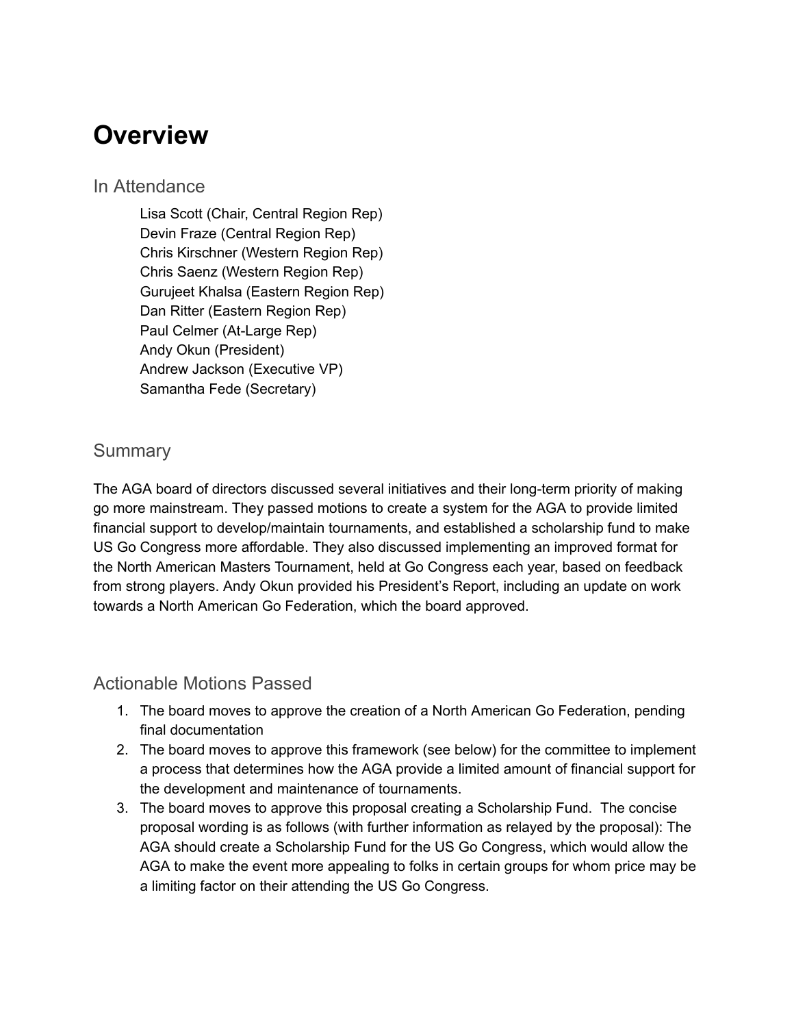# Overview

## In Attendance

Lisa Scott (Chair, Central Region Rep)
Devin Fraze (Central Region Rep)
Chris Kirschner (Western Region Rep)
Chris Saenz (Western Region Rep)
Gurujeet Khalsa (Eastern Region Rep)
Dan Ritter (Eastern Region Rep)
Paul Celmer (At-Large Rep)
Andy Okun (President)
Andrew Jackson (Executive VP)
Samantha Fede (Secretary)

## Summary

The AGA board of directors discussed several initiatives and their long-term priority of making go more mainstream. They passed motions to create a system for the AGA to provide limited financial support to develop/maintain tournaments, and established a scholarship fund to make US Go Congress more affordable. They also discussed implementing an improved format for the North American Masters Tournament, held at Go Congress each year, based on feedback from strong players. Andy Okun provided his President's Report, including an update on work towards a North American Go Federation, which the board approved.

## Actionable Motions Passed

1. The board moves to approve the creation of a North American Go Federation, pending final documentation
2. The board moves to approve this framework (see below) for the committee to implement a process that determines how the AGA provide a limited amount of financial support for the development and maintenance of tournaments.
3. The board moves to approve this proposal creating a Scholarship Fund. The concise proposal wording is as follows (with further information as relayed by the proposal): The AGA should create a Scholarship Fund for the US Go Congress, which would allow the AGA to make the event more appealing to folks in certain groups for whom price may be a limiting factor on their attending the US Go Congress.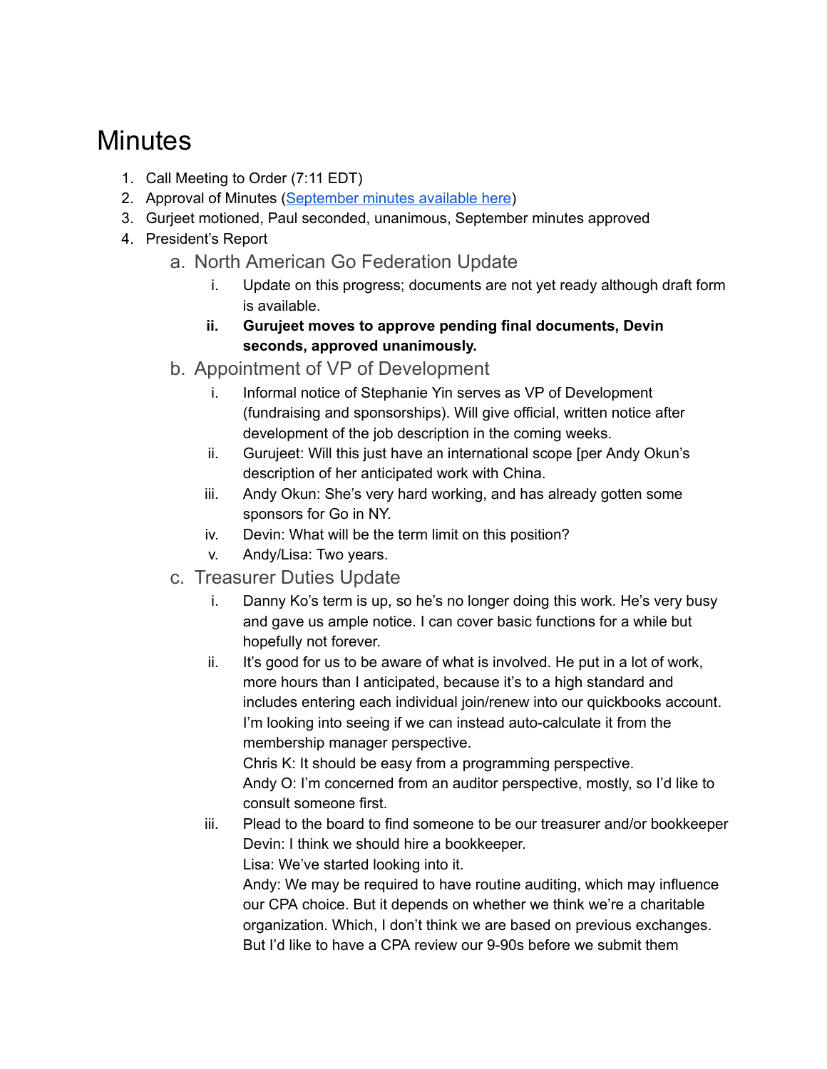# Minutes

1. Call Meeting to Order (7:11 EDT)
2. Approval of Minutes ([September minutes available here]())
3. Gurjeet motioned, Paul seconded, unanimous, September minutes approved
4. President's Report
   a. North American Go Federation Update
      i. Update on this progress; documents are not yet ready although draft form is available.
      ii. **Gurujeet moves to approve pending final documents, Devin seconds, approved unanimously.**
   b. Appointment of VP of Development
      i. Informal notice of Stephanie Yin serves as VP of Development (fundraising and sponsorships). Will give official, written notice after development of the job description in the coming weeks.
      ii. Gurujeet: Will this just have an international scope [per Andy Okun's description of her anticipated work with China.
      iii. Andy Okun: She's very hard working, and has already gotten some sponsors for Go in NY.
      iv. Devin: What will be the term limit on this position?
      v. Andy/Lisa: Two years.
   c. Treasurer Duties Update
      i. Danny Ko's term is up, so he's no longer doing this work. He's very busy and gave us ample notice. I can cover basic functions for a while but hopefully not forever.
      ii. It's good for us to be aware of what is involved. He put in a lot of work, more hours than I anticipated, because it's to a high standard and includes entering each individual join/renew into our quickbooks account. I'm looking into seeing if we can instead auto-calculate it from the membership manager perspective.
      Chris K: It should be easy from a programming perspective.
      Andy O: I'm concerned from an auditor perspective, mostly, so I'd like to consult someone first.
      iii. Plead to the board to find someone to be our treasurer and/or bookkeeper
      Devin: I think we should hire a bookkeeper.
      Lisa: We've started looking into it.
      Andy: We may be required to have routine auditing, which may influence our CPA choice. But it depends on whether we think we're a charitable organization. Which, I don't think we are based on previous exchanges. But I'd like to have a CPA review our 9-90s before we submit them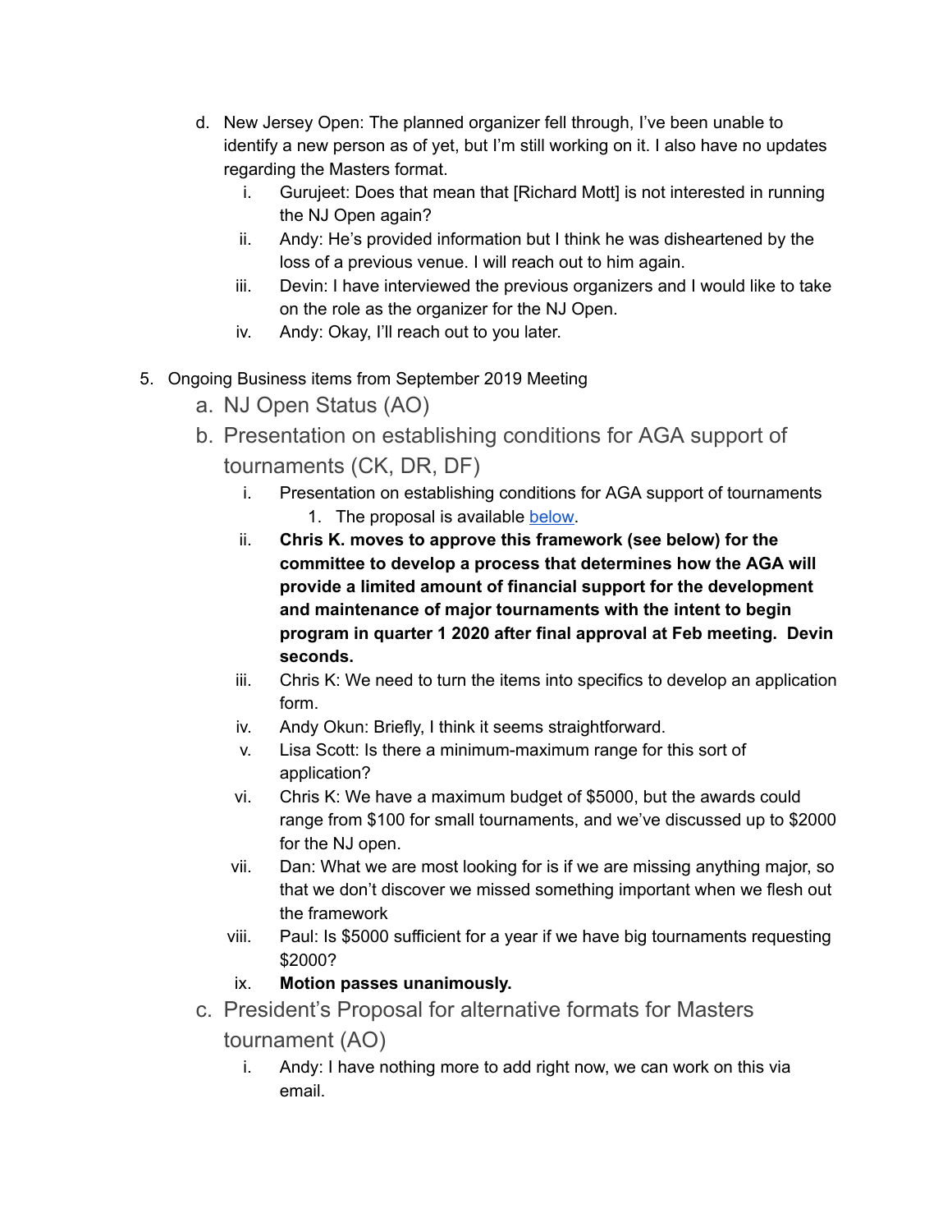d. New Jersey Open: The planned organizer fell through, I've been unable to identify a new person as of yet, but I'm still working on it. I also have no updates regarding the Masters format.
    i. Gurujeet: Does that mean that [Richard Mott] is not interested in running the NJ Open again?
    ii. Andy: He's provided information but I think he was disheartened by the loss of a previous venue. I will reach out to him again.
    iii. Devin: I have interviewed the previous organizers and I would like to take on the role as the organizer for the NJ Open.
    iv. Andy: Okay, I'll reach out to you later.

5. Ongoing Business items from September 2019 Meeting
    a. NJ Open Status (AO)
    b. Presentation on establishing conditions for AGA support of tournaments (CK, DR, DF)
        i. Presentation on establishing conditions for AGA support of tournaments
            1. The proposal is available below.
        ii. **Chris K. moves to approve this framework (see below) for the committee to develop a process that determines how the AGA will provide a limited amount of financial support for the development and maintenance of major tournaments with the intent to begin program in quarter 1 2020 after final approval at Feb meeting. Devin seconds.**
        iii. Chris K: We need to turn the items into specifics to develop an application form.
        iv. Andy Okun: Briefly, I think it seems straightforward.
        v. Lisa Scott: Is there a minimum-maximum range for this sort of application?
        vi. Chris K: We have a maximum budget of $5000, but the awards could range from $100 for small tournaments, and we've discussed up to $2000 for the NJ open.
        vii. Dan: What we are most looking for is if we are missing anything major, so that we don't discover we missed something important when we flesh out the framework
        viii. Paul: Is $5000 sufficient for a year if we have big tournaments requesting $2000?
        ix. **Motion passes unanimously.**
    c. President's Proposal for alternative formats for Masters tournament (AO)
        i. Andy: I have nothing more to add right now, we can work on this via email.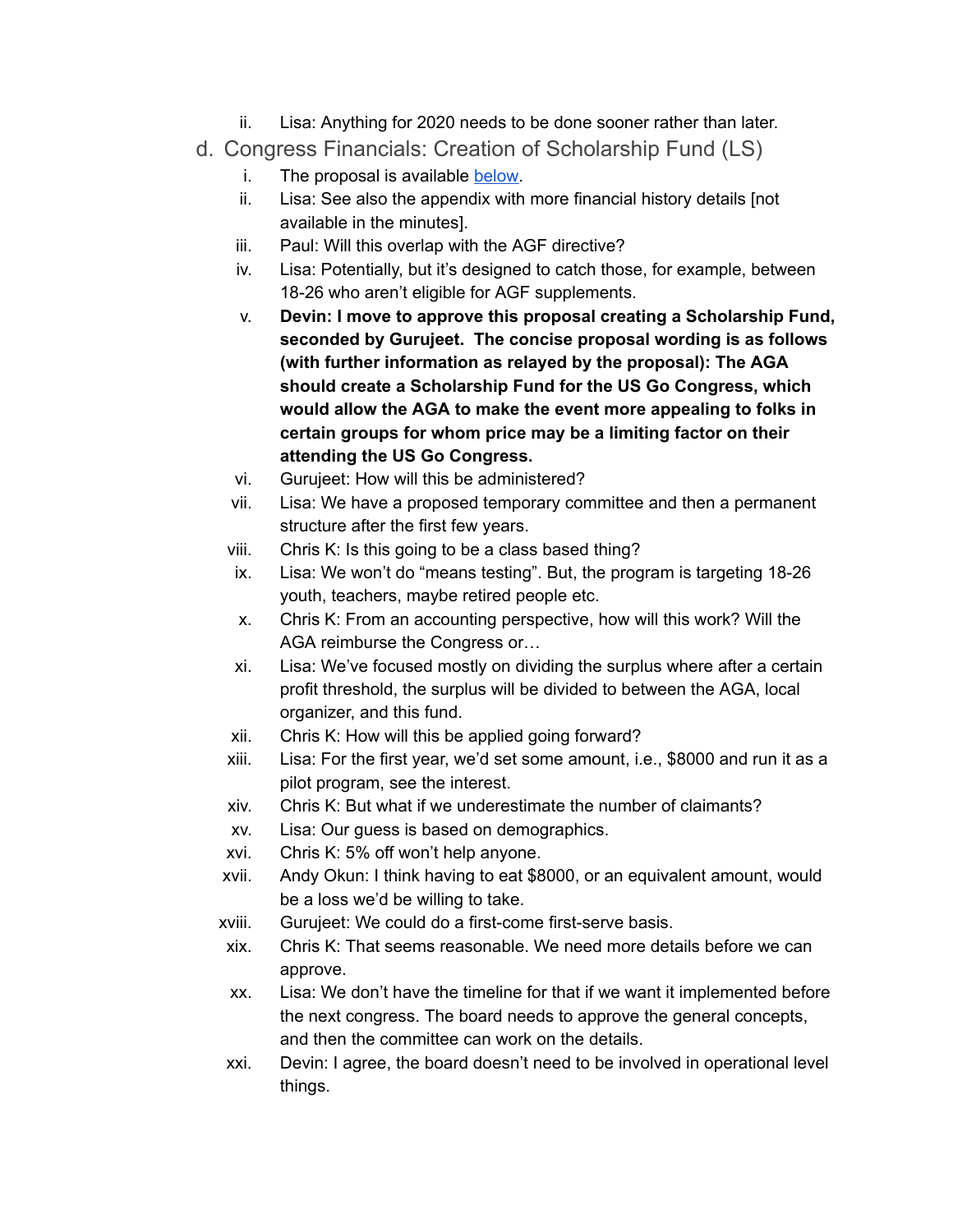ii. Lisa: Anything for 2020 needs to be done sooner rather than later.

d. Congress Financials: Creation of Scholarship Fund (LS)

i. The proposal is available below.

ii. Lisa: See also the appendix with more financial history details [not available in the minutes].

iii. Paul: Will this overlap with the AGF directive?

iv. Lisa: Potentially, but it's designed to catch those, for example, between 18-26 who aren't eligible for AGF supplements.

v. **Devin: I move to approve this proposal creating a Scholarship Fund, seconded by Gurujeet. The concise proposal wording is as follows (with further information as relayed by the proposal): The AGA should create a Scholarship Fund for the US Go Congress, which would allow the AGA to make the event more appealing to folks in certain groups for whom price may be a limiting factor on their attending the US Go Congress.**

vi. Gurujeet: How will this be administered?

vii. Lisa: We have a proposed temporary committee and then a permanent structure after the first few years.

viii. Chris K: Is this going to be a class based thing?

ix. Lisa: We won't do "means testing". But, the program is targeting 18-26 youth, teachers, maybe retired people etc.

x. Chris K: From an accounting perspective, how will this work? Will the AGA reimburse the Congress or…

xi. Lisa: We've focused mostly on dividing the surplus where after a certain profit threshold, the surplus will be divided to between the AGA, local organizer, and this fund.

xii. Chris K: How will this be applied going forward?

xiii. Lisa: For the first year, we'd set some amount, i.e., $8000 and run it as a pilot program, see the interest.

xiv. Chris K: But what if we underestimate the number of claimants?

xv. Lisa: Our guess is based on demographics.

xvi. Chris K: 5% off won't help anyone.

xvii. Andy Okun: I think having to eat $8000, or an equivalent amount, would be a loss we'd be willing to take.

xviii. Gurujeet: We could do a first-come first-serve basis.

xix. Chris K: That seems reasonable. We need more details before we can approve.

xx. Lisa: We don't have the timeline for that if we want it implemented before the next congress. The board needs to approve the general concepts, and then the committee can work on the details.

xxi. Devin: I agree, the board doesn't need to be involved in operational level things.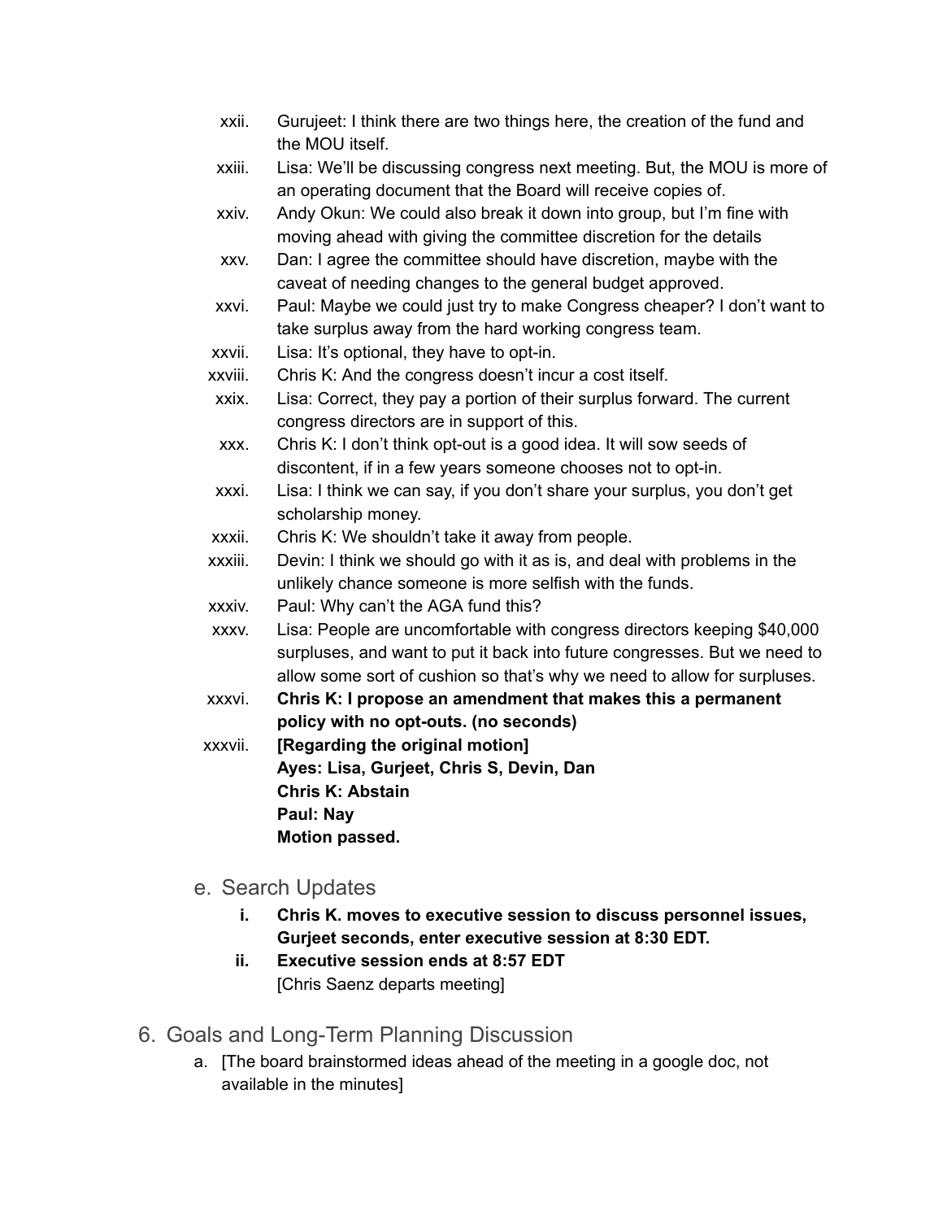xxii. Gurujeet: I think there are two things here, the creation of the fund and the MOU itself.

xxiii. Lisa: We'll be discussing congress next meeting. But, the MOU is more of an operating document that the Board will receive copies of.

xxiv. Andy Okun: We could also break it down into group, but I'm fine with moving ahead with giving the committee discretion for the details

xxv. Dan: I agree the committee should have discretion, maybe with the caveat of needing changes to the general budget approved.

xxvi. Paul: Maybe we could just try to make Congress cheaper? I don't want to take surplus away from the hard working congress team.

xxvii. Lisa: It's optional, they have to opt-in.

xxviii. Chris K: And the congress doesn't incur a cost itself.

xxix. Lisa: Correct, they pay a portion of their surplus forward. The current congress directors are in support of this.

xxx. Chris K: I don't think opt-out is a good idea. It will sow seeds of discontent, if in a few years someone chooses not to opt-in.

xxxi. Lisa: I think we can say, if you don't share your surplus, you don't get scholarship money.

xxxii. Chris K: We shouldn't take it away from people.

xxxiii. Devin: I think we should go with it as is, and deal with problems in the unlikely chance someone is more selfish with the funds.

xxxiv. Paul: Why can't the AGA fund this?

xxxv. Lisa: People are uncomfortable with congress directors keeping $40,000 surpluses, and want to put it back into future congresses. But we need to allow some sort of cushion so that's why we need to allow for surpluses.

xxxvi. **Chris K: I propose an amendment that makes this a permanent policy with no opt-outs. (no seconds)**

xxxvii. **[Regarding the original motion]**
**Ayes: Lisa, Gurjeet, Chris S, Devin, Dan**
**Chris K: Abstain**
**Paul: Nay**
**Motion passed.**

e. Search Updates

i. **Chris K. moves to executive session to discuss personnel issues, Gurjeet seconds, enter executive session at 8:30 EDT.**

ii. **Executive session ends at 8:57 EDT**
[Chris Saenz departs meeting]

## 6. Goals and Long-Term Planning Discussion

a. [The board brainstormed ideas ahead of the meeting in a google doc, not available in the minutes]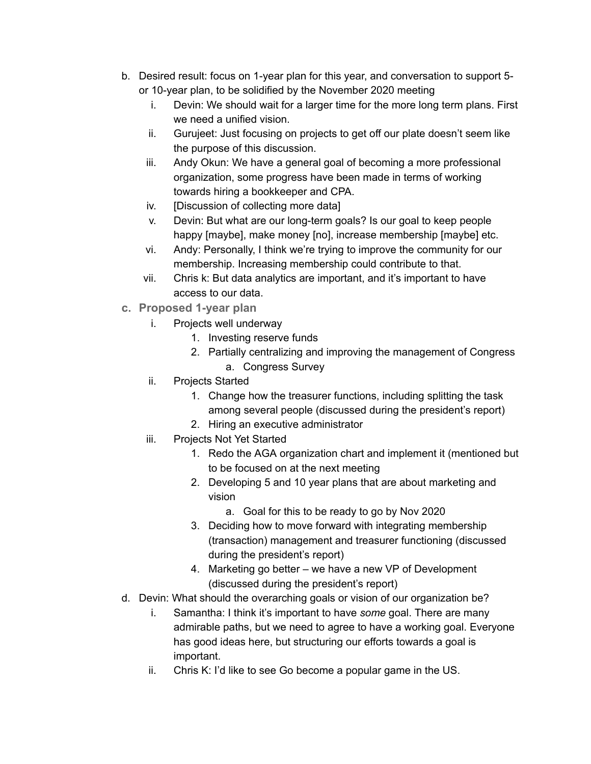b. Desired result: focus on 1-year plan for this year, and conversation to support 5- or 10-year plan, to be solidified by the November 2020 meeting
    i. Devin: We should wait for a larger time for the more long term plans. First we need a unified vision.
    ii. Gurujeet: Just focusing on projects to get off our plate doesn't seem like the purpose of this discussion.
    iii. Andy Okun: We have a general goal of becoming a more professional organization, some progress have been made in terms of working towards hiring a bookkeeper and CPA.
    iv. [Discussion of collecting more data]
    v. Devin: But what are our long-term goals? Is our goal to keep people happy [maybe], make money [no], increase membership [maybe] etc.
    vi. Andy: Personally, I think we're trying to improve the community for our membership. Increasing membership could contribute to that.
    vii. Chris k: But data analytics are important, and it's important to have access to our data.

c. **Proposed 1-year plan**
    i. Projects well underway
        1. Investing reserve funds
        2. Partially centralizing and improving the management of Congress
            a. Congress Survey
    ii. Projects Started
        1. Change how the treasurer functions, including splitting the task among several people (discussed during the president's report)
        2. Hiring an executive administrator
    iii. Projects Not Yet Started
        1. Redo the AGA organization chart and implement it (mentioned but to be focused on at the next meeting
        2. Developing 5 and 10 year plans that are about marketing and vision
            a. Goal for this to be ready to go by Nov 2020
        3. Deciding how to move forward with integrating membership (transaction) management and treasurer functioning (discussed during the president's report)
        4. Marketing go better – we have a new VP of Development (discussed during the president's report)

d. Devin: What should the overarching goals or vision of our organization be?
    i. Samantha: I think it's important to have *some* goal. There are many admirable paths, but we need to agree to have a working goal. Everyone has good ideas here, but structuring our efforts towards a goal is important.
    ii. Chris K: I'd like to see Go become a popular game in the US.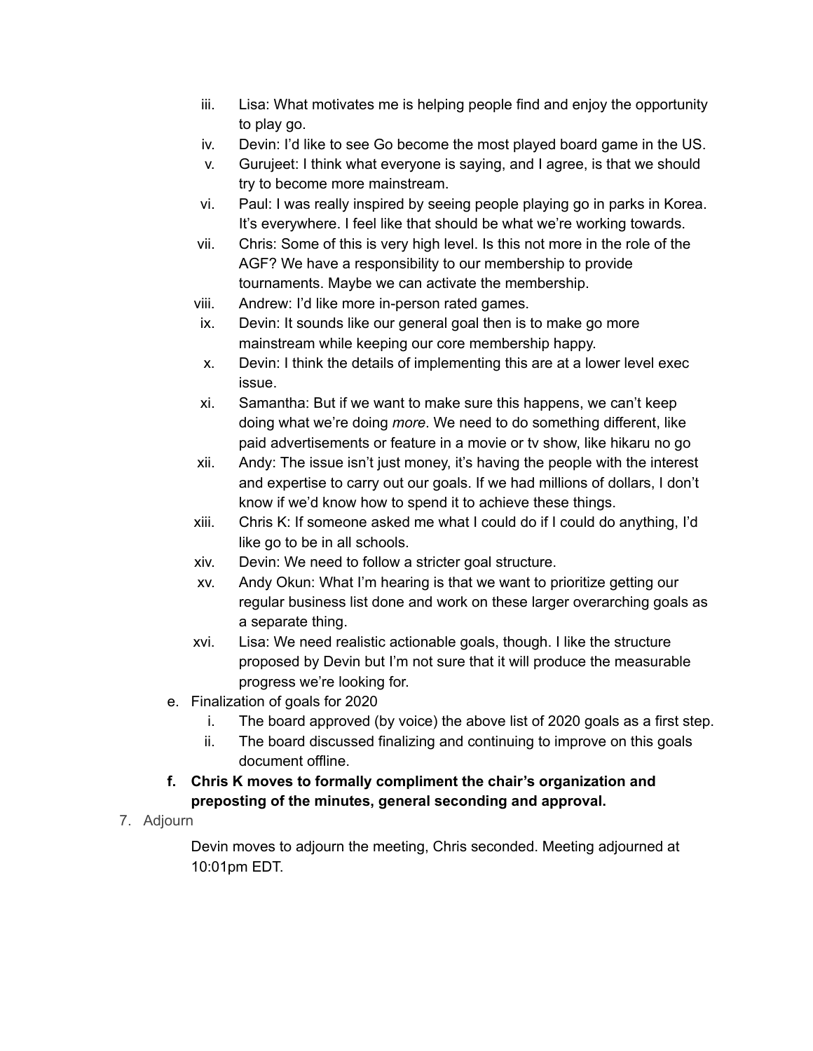iii. Lisa: What motivates me is helping people find and enjoy the opportunity to play go.
   iv. Devin: I'd like to see Go become the most played board game in the US.
   v. Gurujeet: I think what everyone is saying, and I agree, is that we should try to become more mainstream.
   vi. Paul: I was really inspired by seeing people playing go in parks in Korea. It's everywhere. I feel like that should be what we're working towards.
   vii. Chris: Some of this is very high level. Is this not more in the role of the AGF? We have a responsibility to our membership to provide tournaments. Maybe we can activate the membership.
   viii. Andrew: I'd like more in-person rated games.
   ix. Devin: It sounds like our general goal then is to make go more mainstream while keeping our core membership happy.
   x. Devin: I think the details of implementing this are at a lower level exec issue.
   xi. Samantha: But if we want to make sure this happens, we can't keep doing what we're doing *more*. We need to do something different, like paid advertisements or feature in a movie or tv show, like hikaru no go
   xii. Andy: The issue isn't just money, it's having the people with the interest and expertise to carry out our goals. If we had millions of dollars, I don't know if we'd know how to spend it to achieve these things.
   xiii. Chris K: If someone asked me what I could do if I could do anything, I'd like go to be in all schools.
   xiv. Devin: We need to follow a stricter goal structure.
   xv. Andy Okun: What I'm hearing is that we want to prioritize getting our regular business list done and work on these larger overarching goals as a separate thing.
   xvi. Lisa: We need realistic actionable goals, though. I like the structure proposed by Devin but I'm not sure that it will produce the measurable progress we're looking for.

e. Finalization of goals for 2020
   i. The board approved (by voice) the above list of 2020 goals as a first step.
   ii. The board discussed finalizing and continuing to improve on this goals document offline.

**f. Chris K moves to formally compliment the chair's organization and preposting of the minutes, general seconding and approval.**

7. Adjourn

   Devin moves to adjourn the meeting, Chris seconded. Meeting adjourned at 10:01pm EDT.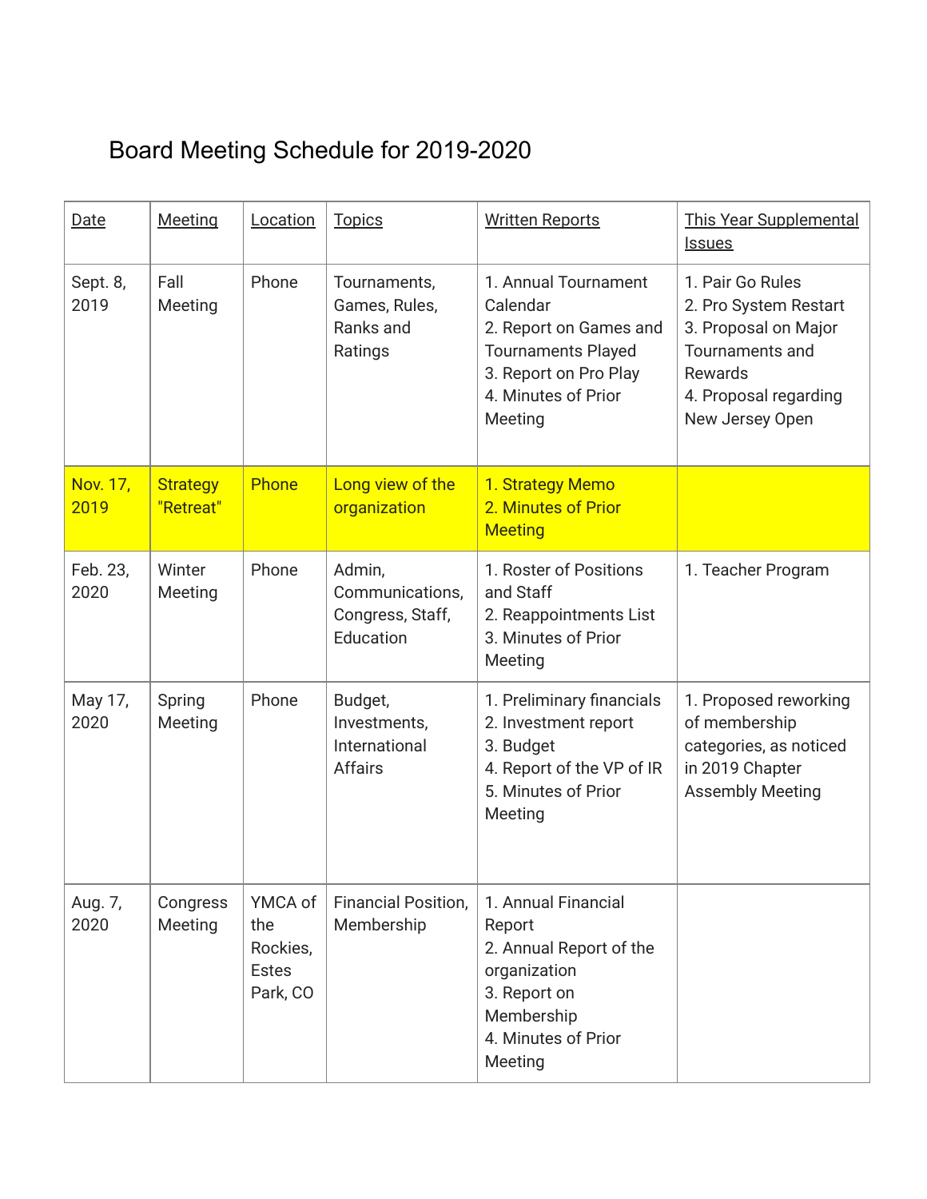# Board Meeting Schedule for 2019-2020

| Date | Meeting | Location | Topics | Written Reports | This Year Supplemental Issues |
|---|---|---|---|---|---|
| Sept. 8, 2019 | Fall Meeting | Phone | Tournaments, Games, Rules, Ranks and Ratings | 1. Annual Tournament Calendar<br>2. Report on Games and Tournaments Played<br>3. Report on Pro Play<br>4. Minutes of Prior Meeting | 1. Pair Go Rules<br>2. Pro System Restart<br>3. Proposal on Major Tournaments and Rewards<br>4. Proposal regarding New Jersey Open |
| Nov. 17, 2019 | Strategy "Retreat" | Phone | Long view of the organization | 1. Strategy Memo<br>2. Minutes of Prior Meeting | |
| Feb. 23, 2020 | Winter Meeting | Phone | Admin, Communications, Congress, Staff, Education | 1. Roster of Positions and Staff<br>2. Reappointments List<br>3. Minutes of Prior Meeting | 1. Teacher Program |
| May 17, 2020 | Spring Meeting | Phone | Budget, Investments, International Affairs | 1. Preliminary financials<br>2. Investment report<br>3. Budget<br>4. Report of the VP of IR<br>5. Minutes of Prior Meeting | 1. Proposed reworking of membership categories, as noticed in 2019 Chapter Assembly Meeting |
| Aug. 7, 2020 | Congress Meeting | YMCA of the Rockies, Estes Park, CO | Financial Position, Membership | 1. Annual Financial Report<br>2. Annual Report of the organization<br>3. Report on Membership<br>4. Minutes of Prior Meeting | |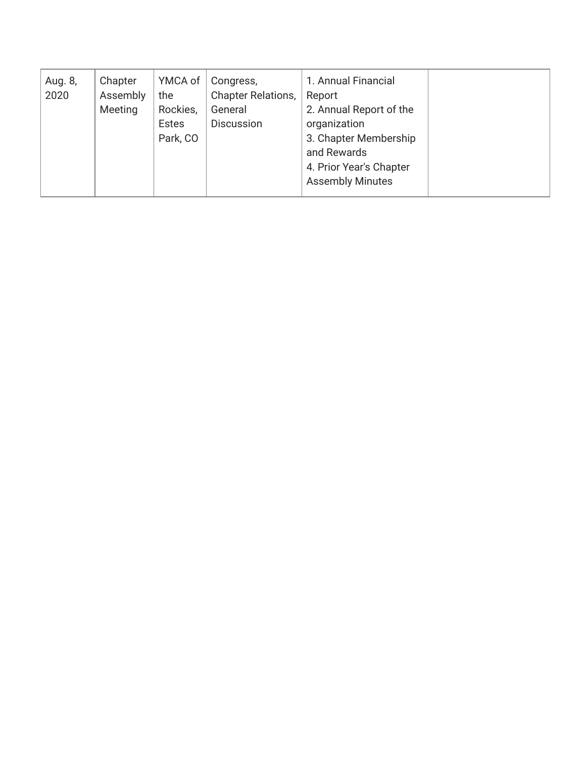| | | | | | |
|---|---|---|---|---|---|
| Aug. 8, 2020 | Chapter Assembly Meeting | YMCA of the Rockies, Estes Park, CO | Congress, Chapter Relations, General Discussion | 1. Annual Financial Report<br>2. Annual Report of the organization<br>3. Chapter Membership and Rewards<br>4. Prior Year's Chapter Assembly Minutes | |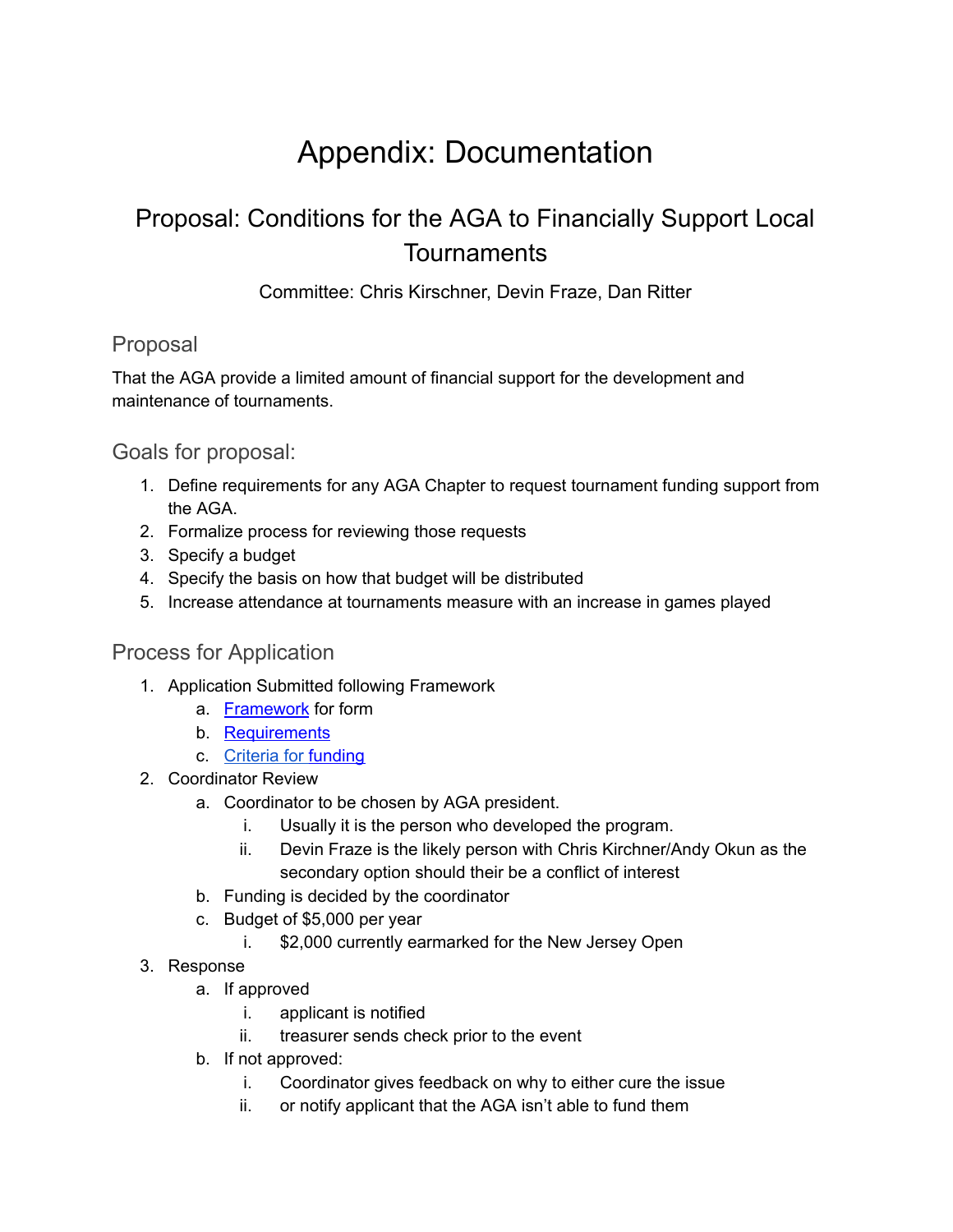# Appendix: Documentation

## Proposal: Conditions for the AGA to Financially Support Local Tournaments

Committee: Chris Kirschner, Devin Fraze, Dan Ritter

### Proposal

That the AGA provide a limited amount of financial support for the development and maintenance of tournaments.

### Goals for proposal:

1. Define requirements for any AGA Chapter to request tournament funding support from the AGA.
2. Formalize process for reviewing those requests
3. Specify a budget
4. Specify the basis on how that budget will be distributed
5. Increase attendance at tournaments measure with an increase in games played

### Process for Application

1. Application Submitted following Framework
   a. Framework for form
   b. Requirements
   c. Criteria for funding
2. Coordinator Review
   a. Coordinator to be chosen by AGA president.
      i. Usually it is the person who developed the program.
      ii. Devin Fraze is the likely person with Chris Kirchner/Andy Okun as the secondary option should their be a conflict of interest
   b. Funding is decided by the coordinator
   c. Budget of $5,000 per year
      i. $2,000 currently earmarked for the New Jersey Open
3. Response
   a. If approved
      i. applicant is notified
      ii. treasurer sends check prior to the event
   b. If not approved:
      i. Coordinator gives feedback on why to either cure the issue
      ii. or notify applicant that the AGA isn't able to fund them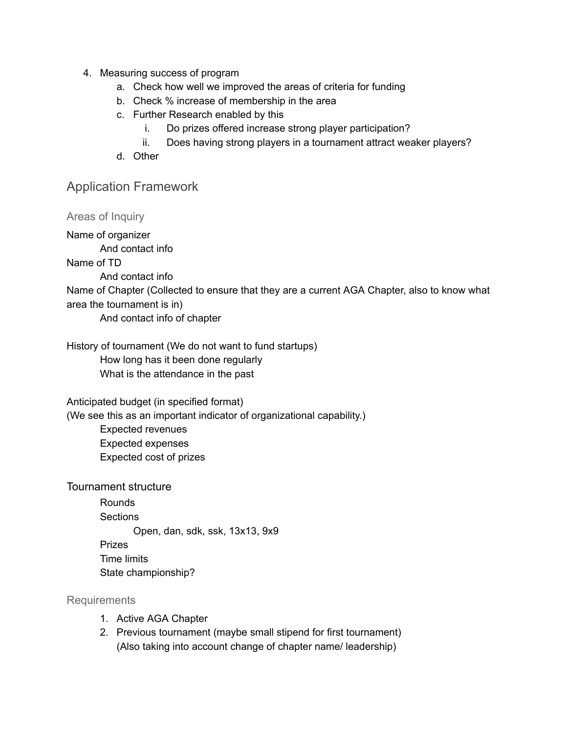4. Measuring success of program
    a. Check how well we improved the areas of criteria for funding
    b. Check % increase of membership in the area
    c. Further Research enabled by this
        i. Do prizes offered increase strong player participation?
        ii. Does having strong players in a tournament attract weaker players?
    d. Other

## Application Framework

### Areas of Inquiry

Name of organizer

&nbsp;&nbsp;&nbsp;&nbsp;And contact info

Name of TD

&nbsp;&nbsp;&nbsp;&nbsp;And contact info

Name of Chapter (Collected to ensure that they are a current AGA Chapter, also to know what area the tournament is in)

&nbsp;&nbsp;&nbsp;&nbsp;And contact info of chapter

History of tournament (We do not want to fund startups)

&nbsp;&nbsp;&nbsp;&nbsp;How long has it been done regularly

&nbsp;&nbsp;&nbsp;&nbsp;What is the attendance in the past

Anticipated budget (in specified format)

(We see this as an important indicator of organizational capability.)

&nbsp;&nbsp;&nbsp;&nbsp;Expected revenues

&nbsp;&nbsp;&nbsp;&nbsp;Expected expenses

&nbsp;&nbsp;&nbsp;&nbsp;Expected cost of prizes

Tournament structure

&nbsp;&nbsp;&nbsp;&nbsp;Rounds

&nbsp;&nbsp;&nbsp;&nbsp;Sections

&nbsp;&nbsp;&nbsp;&nbsp;&nbsp;&nbsp;&nbsp;&nbsp;Open, dan, sdk, ssk, 13x13, 9x9

&nbsp;&nbsp;&nbsp;&nbsp;Prizes

&nbsp;&nbsp;&nbsp;&nbsp;Time limits

&nbsp;&nbsp;&nbsp;&nbsp;State championship?

### Requirements

1. Active AGA Chapter
2. Previous tournament (maybe small stipend for first tournament)
   (Also taking into account change of chapter name/ leadership)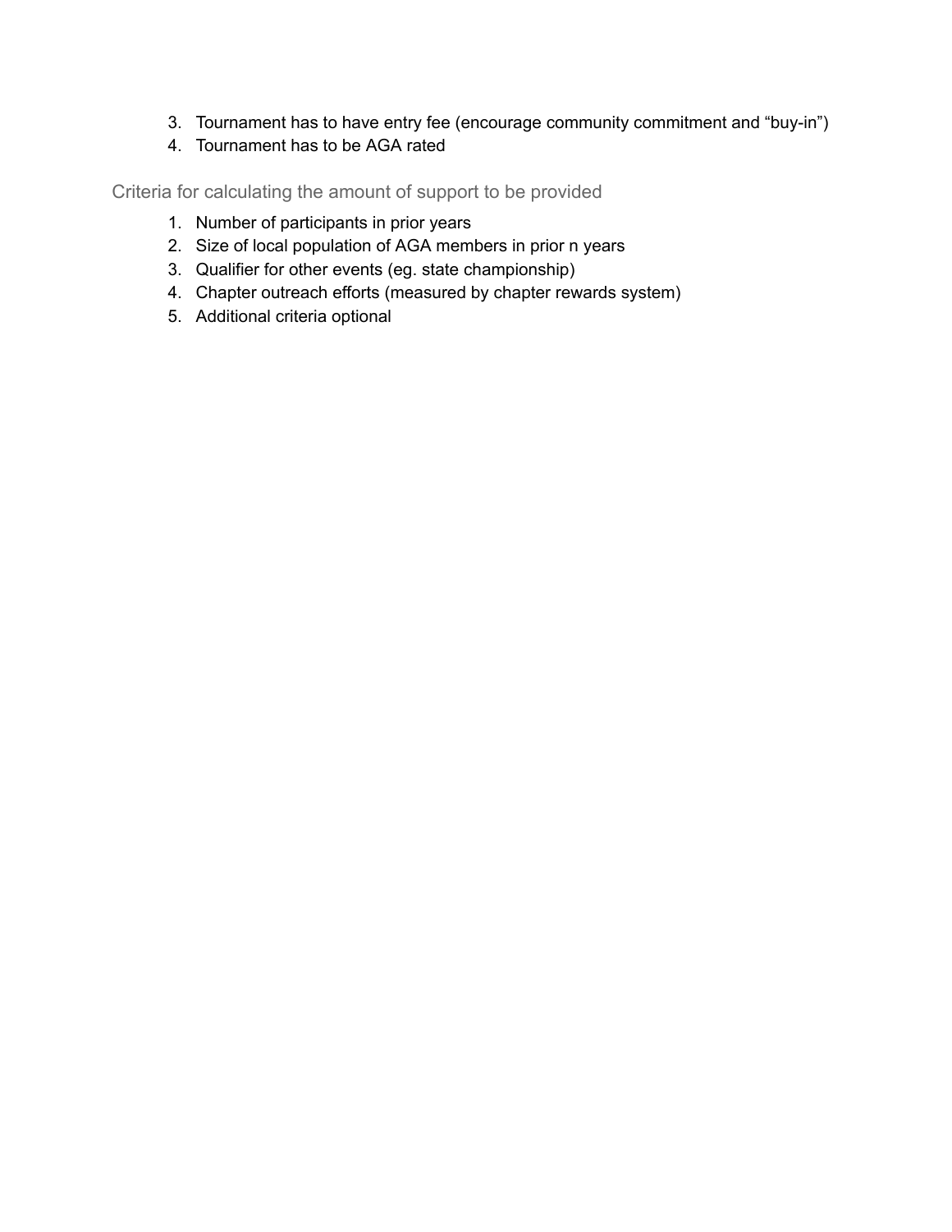3. Tournament has to have entry fee (encourage community commitment and "buy-in")
4. Tournament has to be AGA rated

### Criteria for calculating the amount of support to be provided

1. Number of participants in prior years
2. Size of local population of AGA members in prior n years
3. Qualifier for other events (eg. state championship)
4. Chapter outreach efforts (measured by chapter rewards system)
5. Additional criteria optional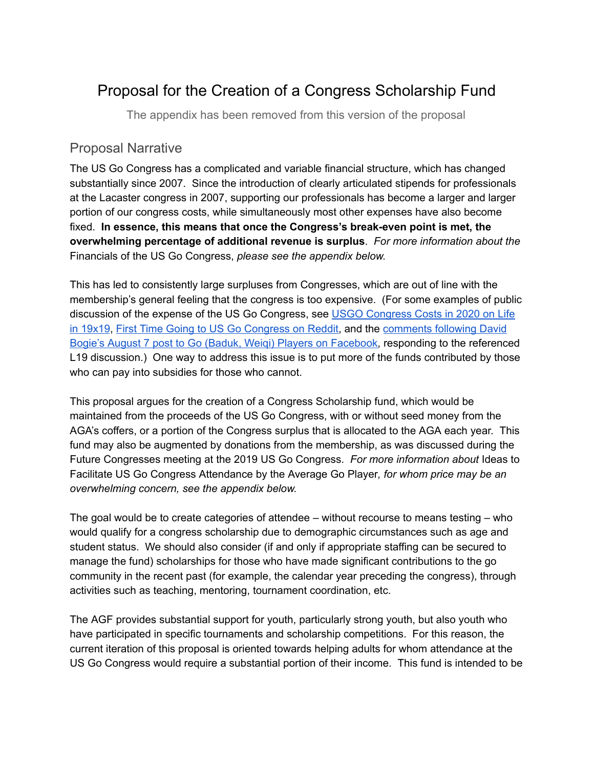# Proposal for the Creation of a Congress Scholarship Fund

The appendix has been removed from this version of the proposal

## Proposal Narrative

The US Go Congress has a complicated and variable financial structure, which has changed substantially since 2007. Since the introduction of clearly articulated stipends for professionals at the Lacaster congress in 2007, supporting our professionals has become a larger and larger portion of our congress costs, while simultaneously most other expenses have also become fixed. **In essence, this means that once the Congress's break-even point is met, the overwhelming percentage of additional revenue is surplus**. *For more information about the* Financials of the US Go Congress, *please see the appendix below.*

This has led to consistently large surpluses from Congresses, which are out of line with the membership's general feeling that the congress is too expensive. (For some examples of public discussion of the expense of the US Go Congress, see USGO Congress Costs in 2020 on Life in 19x19, First Time Going to US Go Congress on Reddit, and the comments following David Bogie's August 7 post to Go (Baduk, Weiqi) Players on Facebook, responding to the referenced L19 discussion.) One way to address this issue is to put more of the funds contributed by those who can pay into subsidies for those who cannot.

This proposal argues for the creation of a Congress Scholarship fund, which would be maintained from the proceeds of the US Go Congress, with or without seed money from the AGA's coffers, or a portion of the Congress surplus that is allocated to the AGA each year. This fund may also be augmented by donations from the membership, as was discussed during the Future Congresses meeting at the 2019 US Go Congress. *For more information about* Ideas to Facilitate US Go Congress Attendance by the Average Go Player*, for whom price may be an overwhelming concern, see the appendix below.*

The goal would be to create categories of attendee – without recourse to means testing – who would qualify for a congress scholarship due to demographic circumstances such as age and student status. We should also consider (if and only if appropriate staffing can be secured to manage the fund) scholarships for those who have made significant contributions to the go community in the recent past (for example, the calendar year preceding the congress), through activities such as teaching, mentoring, tournament coordination, etc.

The AGF provides substantial support for youth, particularly strong youth, but also youth who have participated in specific tournaments and scholarship competitions. For this reason, the current iteration of this proposal is oriented towards helping adults for whom attendance at the US Go Congress would require a substantial portion of their income. This fund is intended to be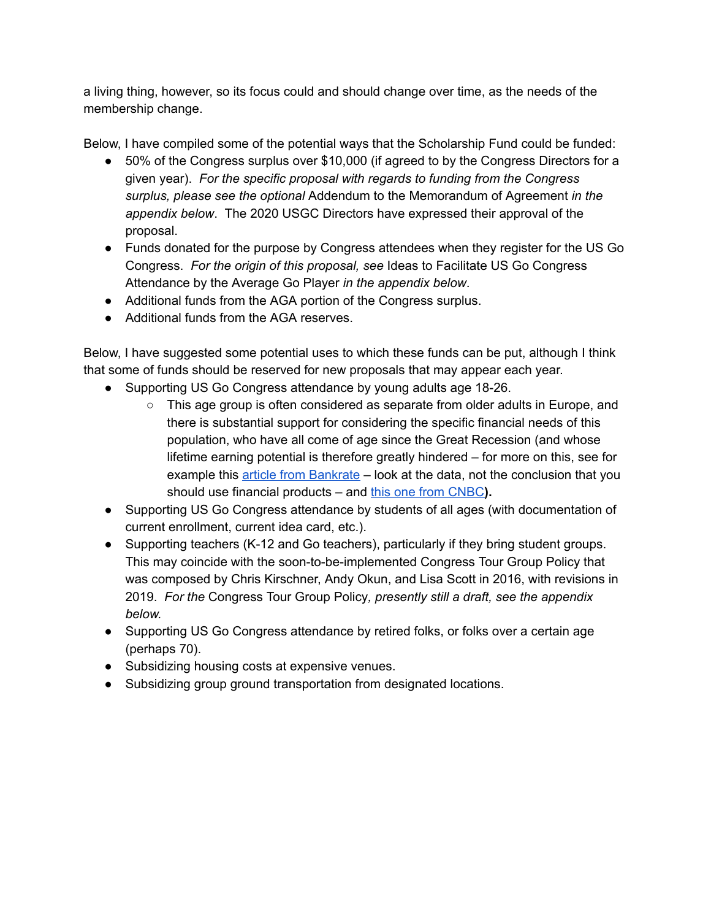a living thing, however, so its focus could and should change over time, as the needs of the membership change.

Below, I have compiled some of the potential ways that the Scholarship Fund could be funded:

- 50% of the Congress surplus over $10,000 (if agreed to by the Congress Directors for a given year). *For the specific proposal with regards to funding from the Congress surplus, please see the optional* Addendum to the Memorandum of Agreement *in the appendix below*. The 2020 USGC Directors have expressed their approval of the proposal.
- Funds donated for the purpose by Congress attendees when they register for the US Go Congress. *For the origin of this proposal, see* Ideas to Facilitate US Go Congress Attendance by the Average Go Player *in the appendix below*.
- Additional funds from the AGA portion of the Congress surplus.
- Additional funds from the AGA reserves.

Below, I have suggested some potential uses to which these funds can be put, although I think that some of funds should be reserved for new proposals that may appear each year.

- Supporting US Go Congress attendance by young adults age 18-26.
  - This age group is often considered as separate from older adults in Europe, and there is substantial support for considering the specific financial needs of this population, who have all come of age since the Great Recession (and whose lifetime earning potential is therefore greatly hindered – for more on this, see for example this article from Bankrate – look at the data, not the conclusion that you should use financial products – and this one from CNBC**).**
- Supporting US Go Congress attendance by students of all ages (with documentation of current enrollment, current idea card, etc.).
- Supporting teachers (K-12 and Go teachers), particularly if they bring student groups. This may coincide with the soon-to-be-implemented Congress Tour Group Policy that was composed by Chris Kirschner, Andy Okun, and Lisa Scott in 2016, with revisions in 2019. *For the* Congress Tour Group Policy*, presently still a draft, see the appendix below.*
- Supporting US Go Congress attendance by retired folks, or folks over a certain age (perhaps 70).
- Subsidizing housing costs at expensive venues.
- Subsidizing group ground transportation from designated locations.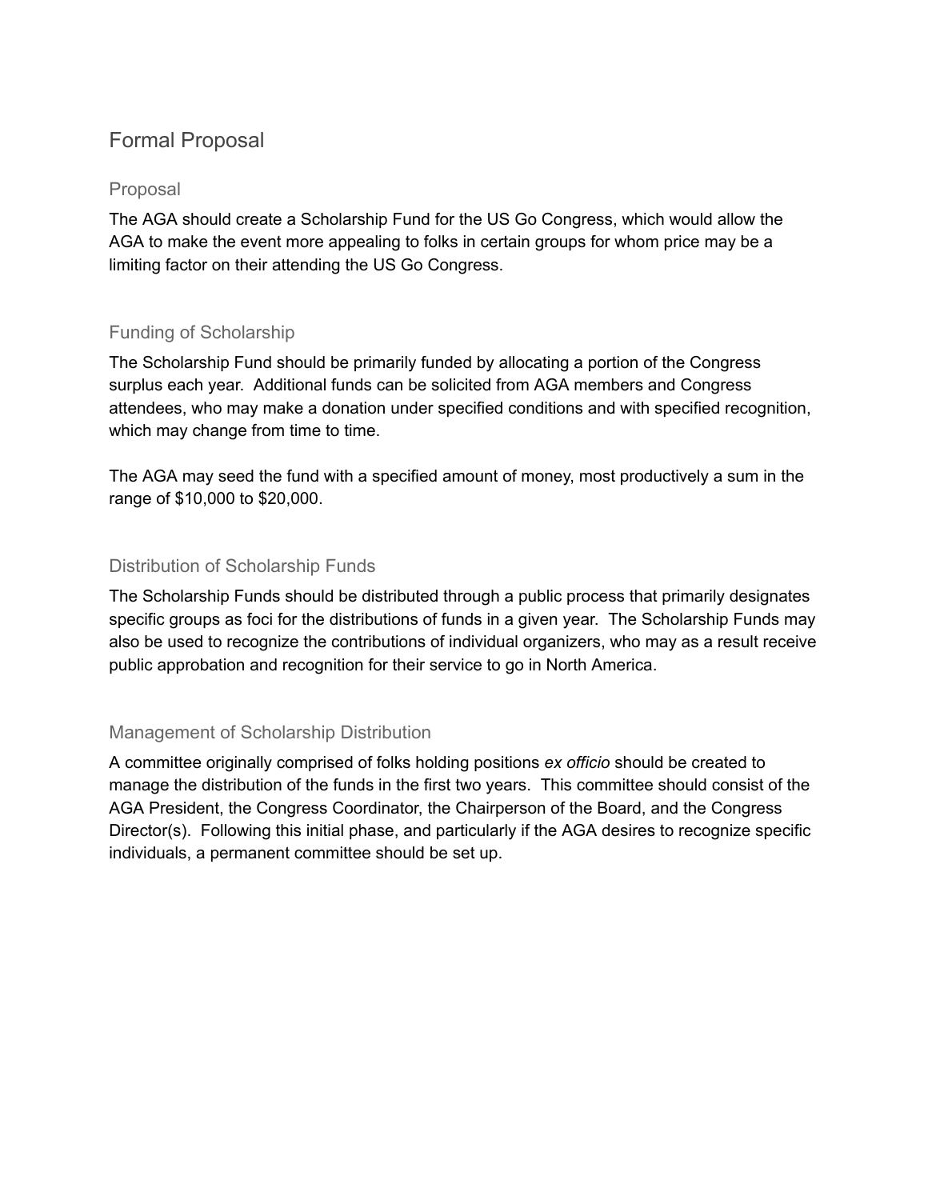# Formal Proposal

## Proposal

The AGA should create a Scholarship Fund for the US Go Congress, which would allow the AGA to make the event more appealing to folks in certain groups for whom price may be a limiting factor on their attending the US Go Congress.

## Funding of Scholarship

The Scholarship Fund should be primarily funded by allocating a portion of the Congress surplus each year. Additional funds can be solicited from AGA members and Congress attendees, who may make a donation under specified conditions and with specified recognition, which may change from time to time.

The AGA may seed the fund with a specified amount of money, most productively a sum in the range of $10,000 to $20,000.

## Distribution of Scholarship Funds

The Scholarship Funds should be distributed through a public process that primarily designates specific groups as foci for the distributions of funds in a given year. The Scholarship Funds may also be used to recognize the contributions of individual organizers, who may as a result receive public approbation and recognition for their service to go in North America.

## Management of Scholarship Distribution

A committee originally comprised of folks holding positions *ex officio* should be created to manage the distribution of the funds in the first two years. This committee should consist of the AGA President, the Congress Coordinator, the Chairperson of the Board, and the Congress Director(s). Following this initial phase, and particularly if the AGA desires to recognize specific individuals, a permanent committee should be set up.